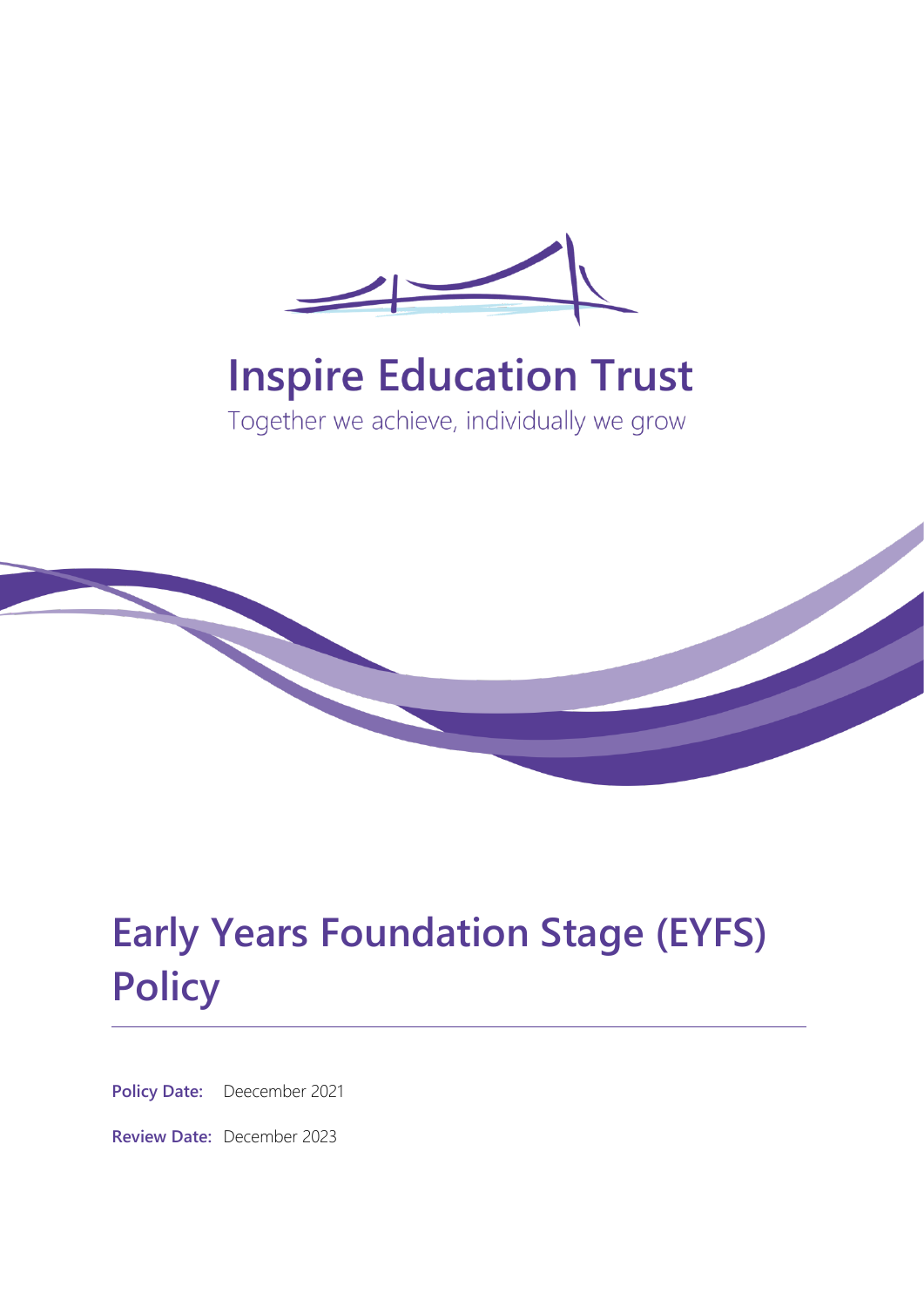# Inspire Education Trust

Together we achieve, individually we grow

# Early Years Foundation Stage (EYFS) Policy

**Policy Date:** Deecember 2021

**Review Date:** December 2023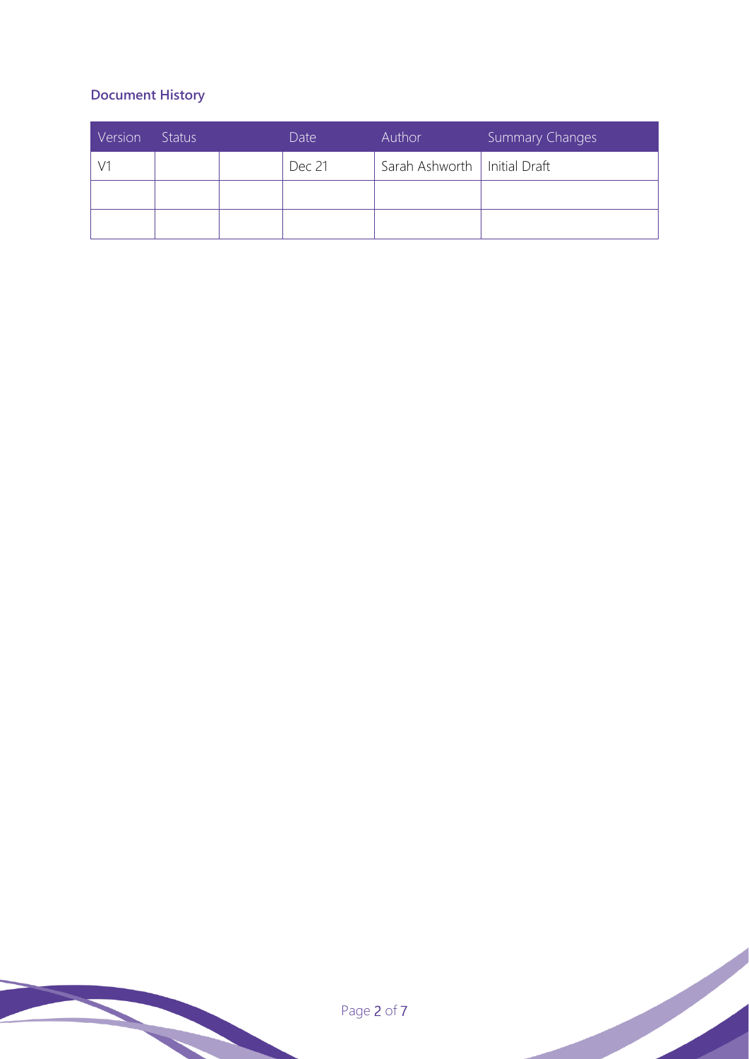## Document History

| Version | Status | | Date | Author | Summary Changes |
|---|---|---|---|---|---|
| V1 | | | Dec 21 | Sarah Ashworth | Initial Draft |
| | | | | | |
| | | | | | |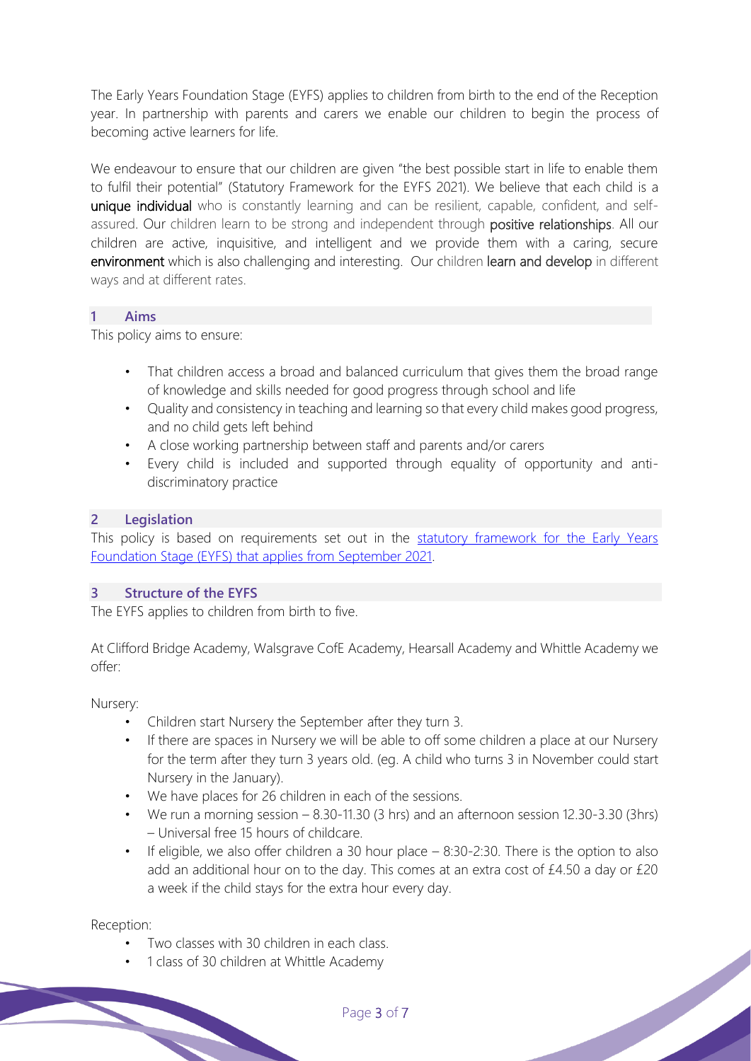The Early Years Foundation Stage (EYFS) applies to children from birth to the end of the Reception year. In partnership with parents and carers we enable our children to begin the process of becoming active learners for life.

We endeavour to ensure that our children are given "the best possible start in life to enable them to fulfil their potential" (Statutory Framework for the EYFS 2021). We believe that each child is a **unique individual** who is constantly learning and can be resilient, capable, confident, and self-assured. Our children learn to be strong and independent through **positive relationships**. All our children are active, inquisitive, and intelligent and we provide them with a caring, secure **environment** which is also challenging and interesting. Our children **learn and develop** in different ways and at different rates.

## 1 Aims

This policy aims to ensure:

- That children access a broad and balanced curriculum that gives them the broad range of knowledge and skills needed for good progress through school and life
- Quality and consistency in teaching and learning so that every child makes good progress, and no child gets left behind
- A close working partnership between staff and parents and/or carers
- Every child is included and supported through equality of opportunity and anti-discriminatory practice

## 2 Legislation

This policy is based on requirements set out in the statutory framework for the Early Years Foundation Stage (EYFS) that applies from September 2021.

## 3 Structure of the EYFS

The EYFS applies to children from birth to five.

At Clifford Bridge Academy, Walsgrave CofE Academy, Hearsall Academy and Whittle Academy we offer:

Nursery:

- Children start Nursery the September after they turn 3.
- If there are spaces in Nursery we will be able to off some children a place at our Nursery for the term after they turn 3 years old. (eg. A child who turns 3 in November could start Nursery in the January).
- We have places for 26 children in each of the sessions.
- We run a morning session – 8.30-11.30 (3 hrs) and an afternoon session 12.30-3.30 (3hrs) – Universal free 15 hours of childcare.
- If eligible, we also offer children a 30 hour place – 8:30-2:30. There is the option to also add an additional hour on to the day. This comes at an extra cost of £4.50 a day or £20 a week if the child stays for the extra hour every day.

Reception:

- Two classes with 30 children in each class.
- 1 class of 30 children at Whittle Academy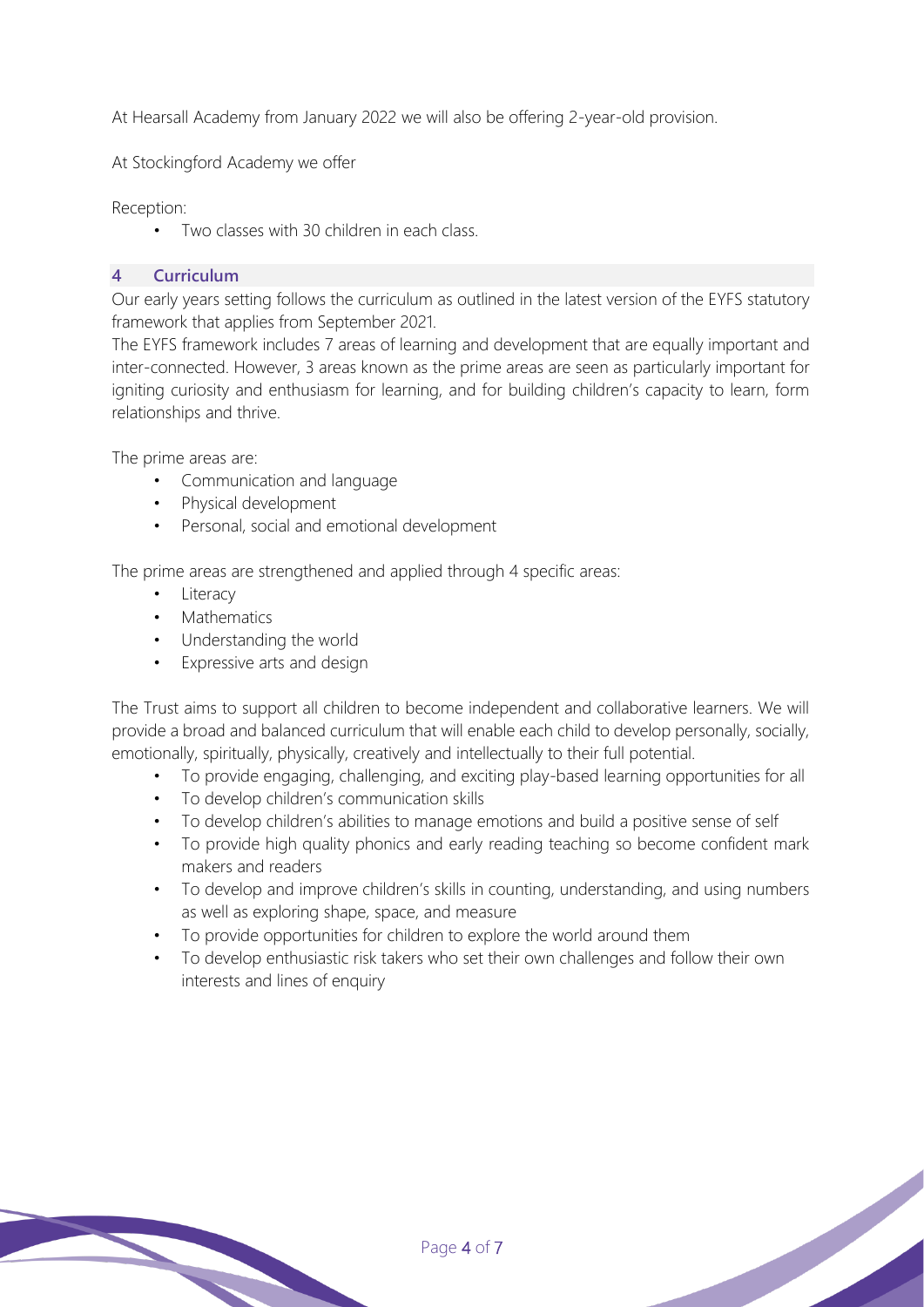At Hearsall Academy from January 2022 we will also be offering 2-year-old provision.

At Stockingford Academy we offer

Reception:

- Two classes with 30 children in each class.

## 4 Curriculum

Our early years setting follows the curriculum as outlined in the latest version of the EYFS statutory framework that applies from September 2021.

The EYFS framework includes 7 areas of learning and development that are equally important and inter-connected. However, 3 areas known as the prime areas are seen as particularly important for igniting curiosity and enthusiasm for learning, and for building children's capacity to learn, form relationships and thrive.

The prime areas are:

- Communication and language
- Physical development
- Personal, social and emotional development

The prime areas are strengthened and applied through 4 specific areas:

- Literacy
- Mathematics
- Understanding the world
- Expressive arts and design

The Trust aims to support all children to become independent and collaborative learners. We will provide a broad and balanced curriculum that will enable each child to develop personally, socially, emotionally, spiritually, physically, creatively and intellectually to their full potential.

- To provide engaging, challenging, and exciting play-based learning opportunities for all
- To develop children's communication skills
- To develop children's abilities to manage emotions and build a positive sense of self
- To provide high quality phonics and early reading teaching so become confident mark makers and readers
- To develop and improve children's skills in counting, understanding, and using numbers as well as exploring shape, space, and measure
- To provide opportunities for children to explore the world around them
- To develop enthusiastic risk takers who set their own challenges and follow their own interests and lines of enquiry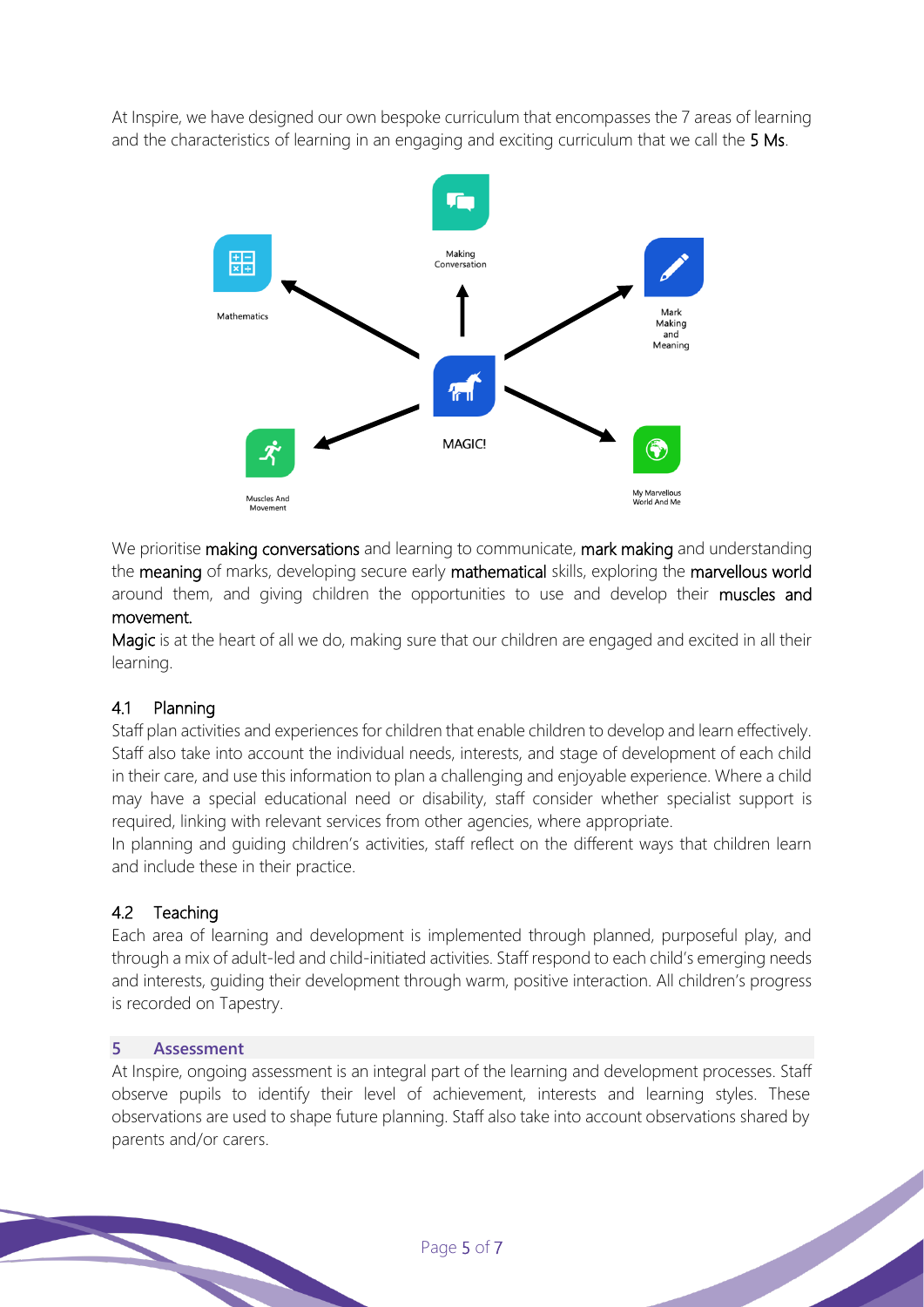At Inspire, we have designed our own bespoke curriculum that encompasses the 7 areas of learning and the characteristics of learning in an engaging and exciting curriculum that we call the **5 Ms**.

Making Conversation

Mathematics

Mark Making and Meaning

MAGIC!

Muscles And Movement

My Marvellous World And Me

We prioritise **making conversations** and learning to communicate, **mark making** and understanding the **meaning** of marks, developing secure early **mathematical** skills, exploring the **marvellous world** around them, and giving children the opportunities to use and develop their **muscles and movement.**

**Magic** is at the heart of all we do, making sure that our children are engaged and excited in all their learning.

### 4.1 Planning

Staff plan activities and experiences for children that enable children to develop and learn effectively. Staff also take into account the individual needs, interests, and stage of development of each child in their care, and use this information to plan a challenging and enjoyable experience. Where a child may have a special educational need or disability, staff consider whether specialist support is required, linking with relevant services from other agencies, where appropriate.

In planning and guiding children's activities, staff reflect on the different ways that children learn and include these in their practice.

### 4.2 Teaching

Each area of learning and development is implemented through planned, purposeful play, and through a mix of adult-led and child-initiated activities. Staff respond to each child's emerging needs and interests, guiding their development through warm, positive interaction. All children's progress is recorded on Tapestry.

## 5 Assessment

At Inspire, ongoing assessment is an integral part of the learning and development processes. Staff observe pupils to identify their level of achievement, interests and learning styles. These observations are used to shape future planning. Staff also take into account observations shared by parents and/or carers.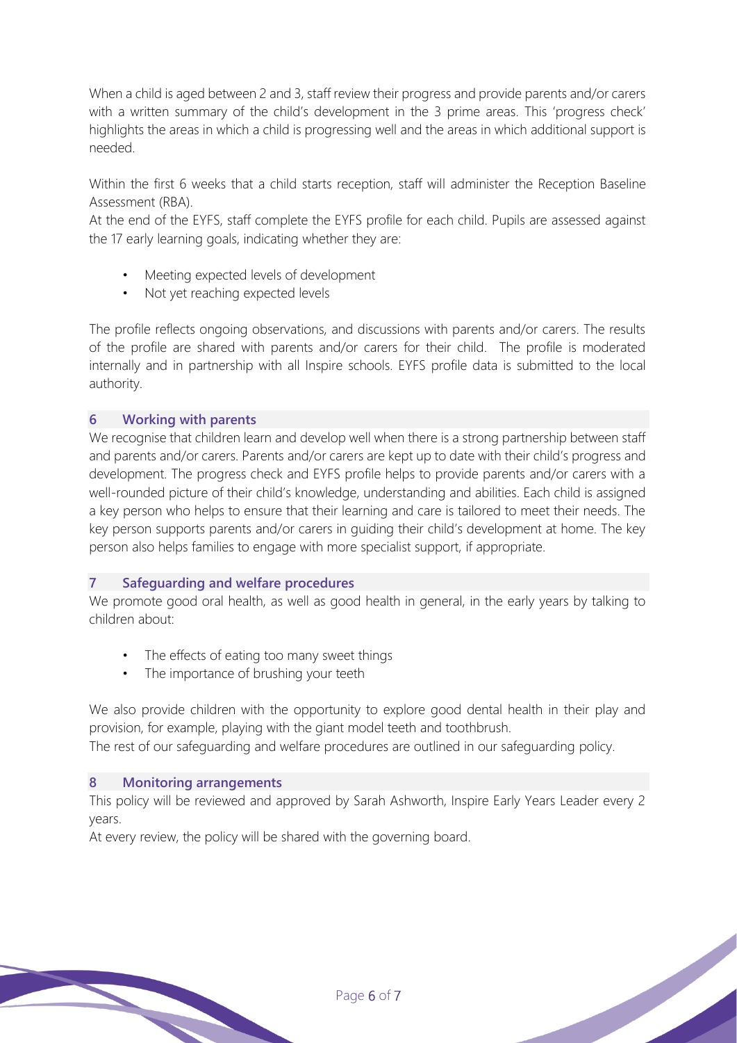When a child is aged between 2 and 3, staff review their progress and provide parents and/or carers with a written summary of the child's development in the 3 prime areas. This 'progress check' highlights the areas in which a child is progressing well and the areas in which additional support is needed.

Within the first 6 weeks that a child starts reception, staff will administer the Reception Baseline Assessment (RBA).
At the end of the EYFS, staff complete the EYFS profile for each child. Pupils are assessed against the 17 early learning goals, indicating whether they are:

- Meeting expected levels of development
- Not yet reaching expected levels

The profile reflects ongoing observations, and discussions with parents and/or carers. The results of the profile are shared with parents and/or carers for their child. The profile is moderated internally and in partnership with all Inspire schools. EYFS profile data is submitted to the local authority.

## 6 Working with parents

We recognise that children learn and develop well when there is a strong partnership between staff and parents and/or carers. Parents and/or carers are kept up to date with their child's progress and development. The progress check and EYFS profile helps to provide parents and/or carers with a well-rounded picture of their child's knowledge, understanding and abilities. Each child is assigned a key person who helps to ensure that their learning and care is tailored to meet their needs. The key person supports parents and/or carers in guiding their child's development at home. The key person also helps families to engage with more specialist support, if appropriate.

## 7 Safeguarding and welfare procedures

We promote good oral health, as well as good health in general, in the early years by talking to children about:

- The effects of eating too many sweet things
- The importance of brushing your teeth

We also provide children with the opportunity to explore good dental health in their play and provision, for example, playing with the giant model teeth and toothbrush.
The rest of our safeguarding and welfare procedures are outlined in our safeguarding policy.

## 8 Monitoring arrangements

This policy will be reviewed and approved by Sarah Ashworth, Inspire Early Years Leader every 2 years.
At every review, the policy will be shared with the governing board.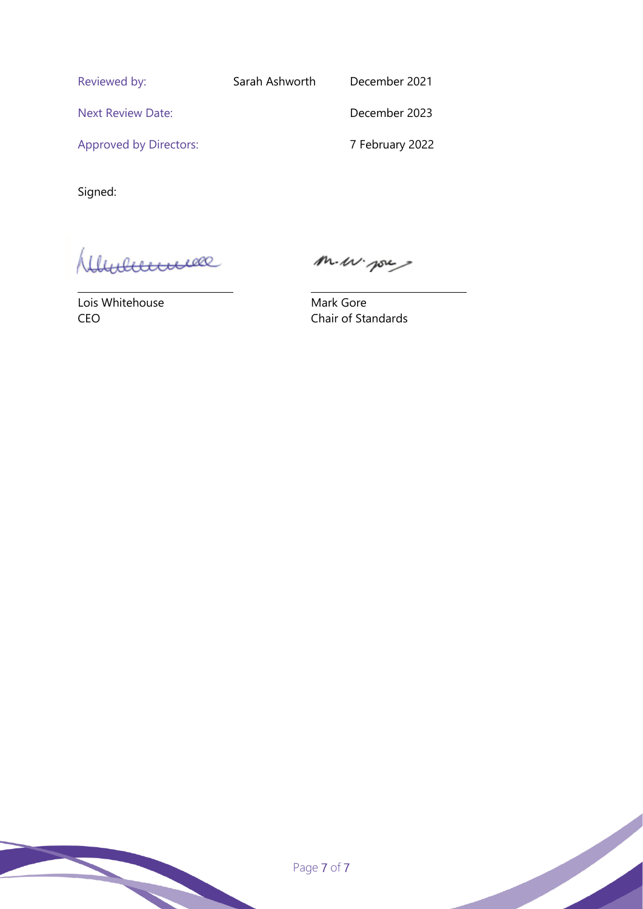| | | |
|---|---|---|
| Reviewed by: | Sarah Ashworth | December 2021 |
| Next Review Date: | | December 2023 |
| Approved by Directors: | | 7 February 2022 |

Signed:

| | |
|---|---|
| Lois Whitehouse | Mark Gore |
| CEO | Chair of Standards |